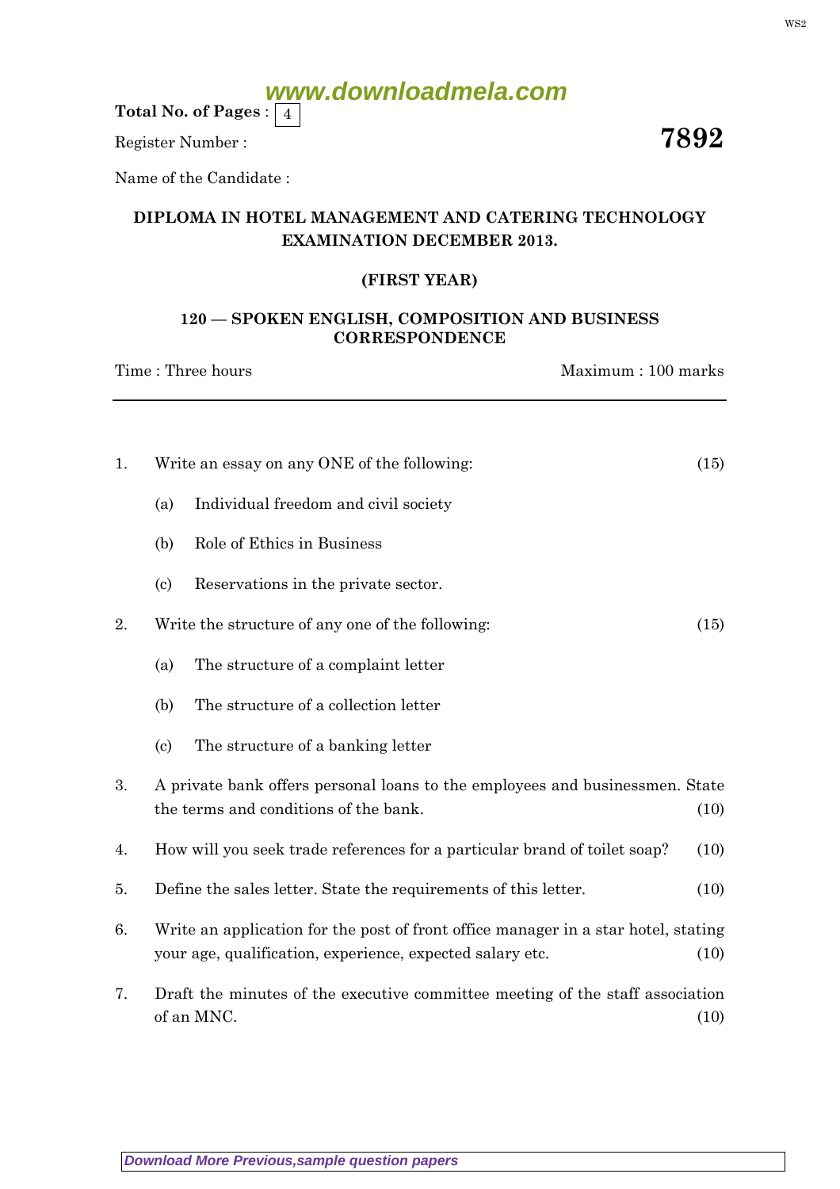Total No. of Pages : 4

Register Number :

**7892**

Name of the Candidate :

**DIPLOMA IN HOTEL MANAGEMENT AND CATERING TECHNOLOGY EXAMINATION DECEMBER 2013.**

**(FIRST YEAR)**

**120 — SPOKEN ENGLISH, COMPOSITION AND BUSINESS CORRESPONDENCE**

Time : Three hours — Maximum : 100 marks

---

1. Write an essay on any ONE of the following: (15)

   (a) Individual freedom and civil society

   (b) Role of Ethics in Business

   (c) Reservations in the private sector.

2. Write the structure of any one of the following: (15)

   (a) The structure of a complaint letter

   (b) The structure of a collection letter

   (c) The structure of a banking letter

3. A private bank offers personal loans to the employees and businessmen. State the terms and conditions of the bank. (10)

4. How will you seek trade references for a particular brand of toilet soap? (10)

5. Define the sales letter. State the requirements of this letter. (10)

6. Write an application for the post of front office manager in a star hotel, stating your age, qualification, experience, expected salary etc. (10)

7. Draft the minutes of the executive committee meeting of the staff association of an MNC. (10)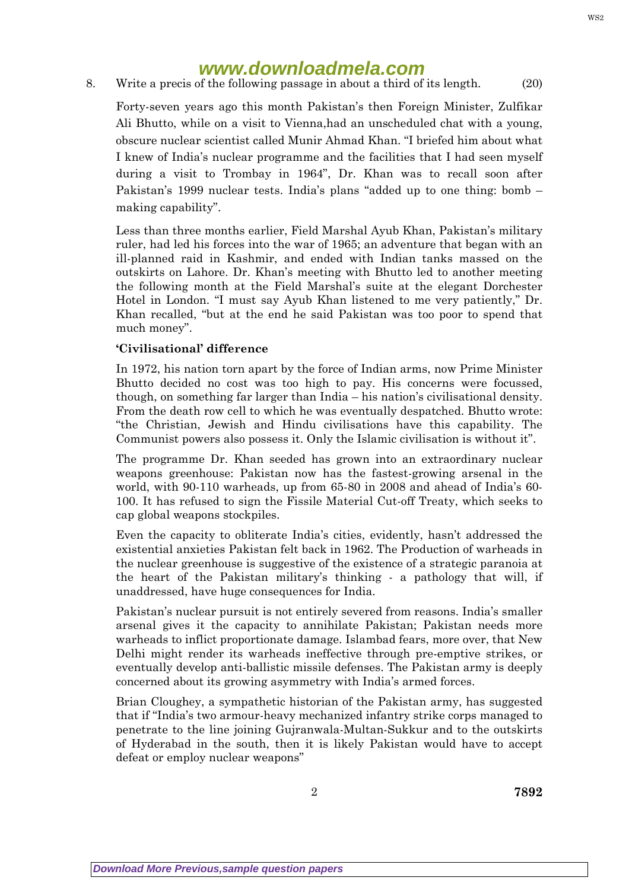8. Write a precis of the following passage in about a third of its length. (20)

Forty-seven years ago this month Pakistan's then Foreign Minister, Zulfikar Ali Bhutto, while on a visit to Vienna,had an unscheduled chat with a young, obscure nuclear scientist called Munir Ahmad Khan. "I briefed him about what I knew of India's nuclear programme and the facilities that I had seen myself during a visit to Trombay in 1964", Dr. Khan was to recall soon after Pakistan's 1999 nuclear tests. India's plans "added up to one thing: bomb – making capability".

Less than three months earlier, Field Marshal Ayub Khan, Pakistan's military ruler, had led his forces into the war of 1965; an adventure that began with an ill-planned raid in Kashmir, and ended with Indian tanks massed on the outskirts on Lahore. Dr. Khan's meeting with Bhutto led to another meeting the following month at the Field Marshal's suite at the elegant Dorchester Hotel in London. "I must say Ayub Khan listened to me very patiently," Dr. Khan recalled, "but at the end he said Pakistan was too poor to spend that much money".

**'Civilisational' difference**

In 1972, his nation torn apart by the force of Indian arms, now Prime Minister Bhutto decided no cost was too high to pay. His concerns were focussed, though, on something far larger than India – his nation's civilisational density. From the death row cell to which he was eventually despatched. Bhutto wrote: "the Christian, Jewish and Hindu civilisations have this capability. The Communist powers also possess it. Only the Islamic civilisation is without it".

The programme Dr. Khan seeded has grown into an extraordinary nuclear weapons greenhouse: Pakistan now has the fastest-growing arsenal in the world, with 90-110 warheads, up from 65-80 in 2008 and ahead of India's 60-100. It has refused to sign the Fissile Material Cut-off Treaty, which seeks to cap global weapons stockpiles.

Even the capacity to obliterate India's cities, evidently, hasn't addressed the existential anxieties Pakistan felt back in 1962. The Production of warheads in the nuclear greenhouse is suggestive of the existence of a strategic paranoia at the heart of the Pakistan military's thinking - a pathology that will, if unaddressed, have huge consequences for India.

Pakistan's nuclear pursuit is not entirely severed from reasons. India's smaller arsenal gives it the capacity to annihilate Pakistan; Pakistan needs more warheads to inflict proportionate damage. Islambad fears, more over, that New Delhi might render its warheads ineffective through pre-emptive strikes, or eventually develop anti-ballistic missile defenses. The Pakistan army is deeply concerned about its growing asymmetry with India's armed forces.

Brian Cloughey, a sympathetic historian of the Pakistan army, has suggested that if "India's two armour-heavy mechanized infantry strike corps managed to penetrate to the line joining Gujranwala-Multan-Sukkur and to the outskirts of Hyderabad in the south, then it is likely Pakistan would have to accept defeat or employ nuclear weapons"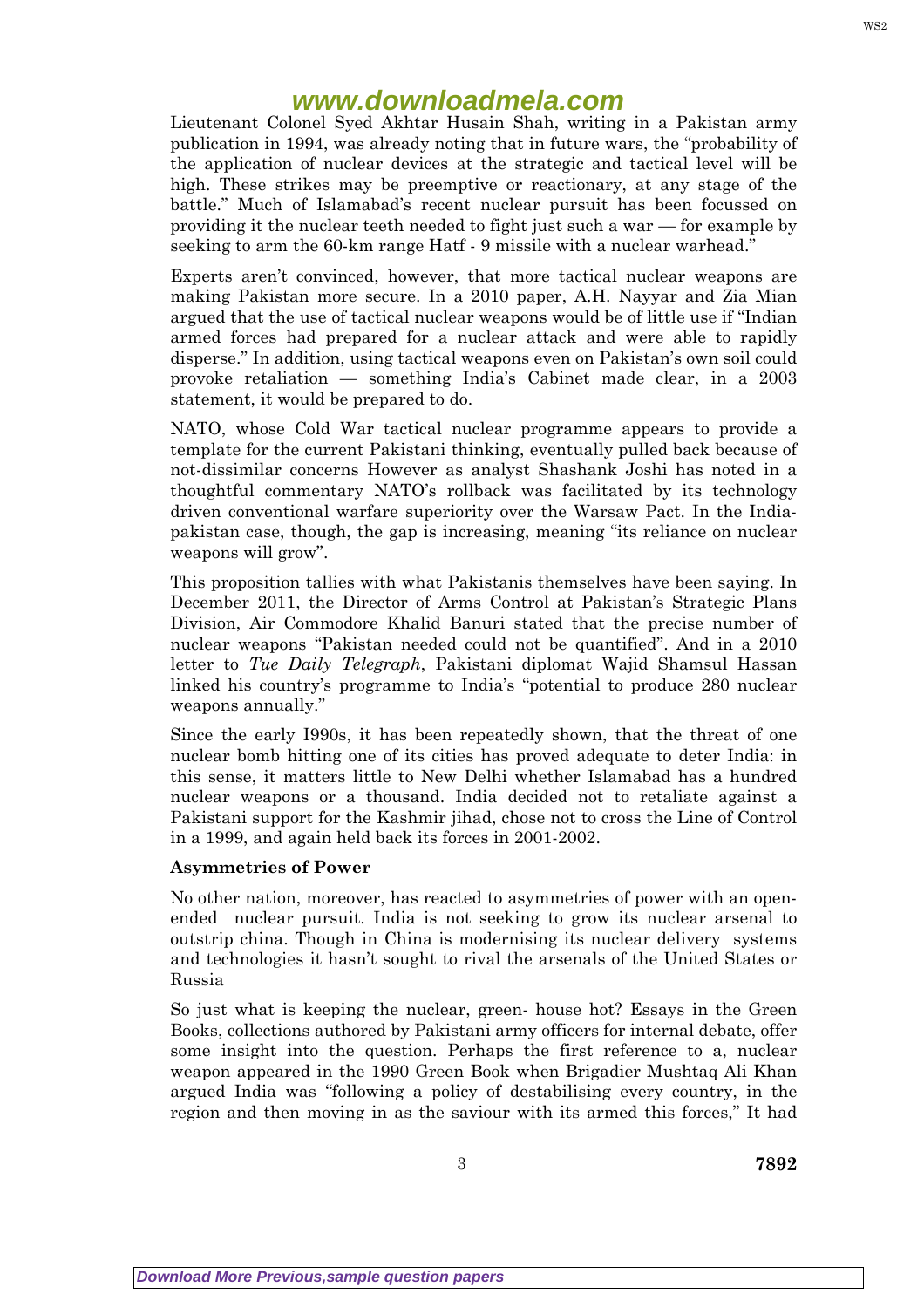Lieutenant Colonel Syed Akhtar Husain Shah, writing in a Pakistan army publication in 1994, was already noting that in future wars, the "probability of the application of nuclear devices at the strategic and tactical level will be high. These strikes may be preemptive or reactionary, at any stage of the battle." Much of Islamabad's recent nuclear pursuit has been focussed on providing it the nuclear teeth needed to fight just such a war — for example by seeking to arm the 60-km range Hatf - 9 missile with a nuclear warhead."

Experts aren't convinced, however, that more tactical nuclear weapons are making Pakistan more secure. In a 2010 paper, A.H. Nayyar and Zia Mian argued that the use of tactical nuclear weapons would be of little use if "Indian armed forces had prepared for a nuclear attack and were able to rapidly disperse." In addition, using tactical weapons even on Pakistan's own soil could provoke retaliation — something India's Cabinet made clear, in a 2003 statement, it would be prepared to do.

NATO, whose Cold War tactical nuclear programme appears to provide a template for the current Pakistani thinking, eventually pulled back because of not-dissimilar concerns However as analyst Shashank Joshi has noted in a thoughtful commentary NATO's rollback was facilitated by its technology driven conventional warfare superiority over the Warsaw Pact. In the India-pakistan case, though, the gap is increasing, meaning "its reliance on nuclear weapons will grow".

This proposition tallies with what Pakistanis themselves have been saying. In December 2011, the Director of Arms Control at Pakistan's Strategic Plans Division, Air Commodore Khalid Banuri stated that the precise number of nuclear weapons "Pakistan needed could not be quantified". And in a 2010 letter to *Tue Daily Telegraph*, Pakistani diplomat Wajid Shamsul Hassan linked his country's programme to India's "potential to produce 280 nuclear weapons annually."

Since the early I990s, it has been repeatedly shown, that the threat of one nuclear bomb hitting one of its cities has proved adequate to deter India: in this sense, it matters little to New Delhi whether Islamabad has a hundred nuclear weapons or a thousand. India decided not to retaliate against a Pakistani support for the Kashmir jihad, chose not to cross the Line of Control in a 1999, and again held back its forces in 2001-2002.

**Asymmetries of Power**

No other nation, moreover, has reacted to asymmetries of power with an open-ended nuclear pursuit. India is not seeking to grow its nuclear arsenal to outstrip china. Though in China is modernising its nuclear delivery systems and technologies it hasn't sought to rival the arsenals of the United States or Russia

So just what is keeping the nuclear, green- house hot? Essays in the Green Books, collections authored by Pakistani army officers for internal debate, offer some insight into the question. Perhaps the first reference to a, nuclear weapon appeared in the 1990 Green Book when Brigadier Mushtaq Ali Khan argued India was "following a policy of destabilising every country, in the region and then moving in as the saviour with its armed this forces," It had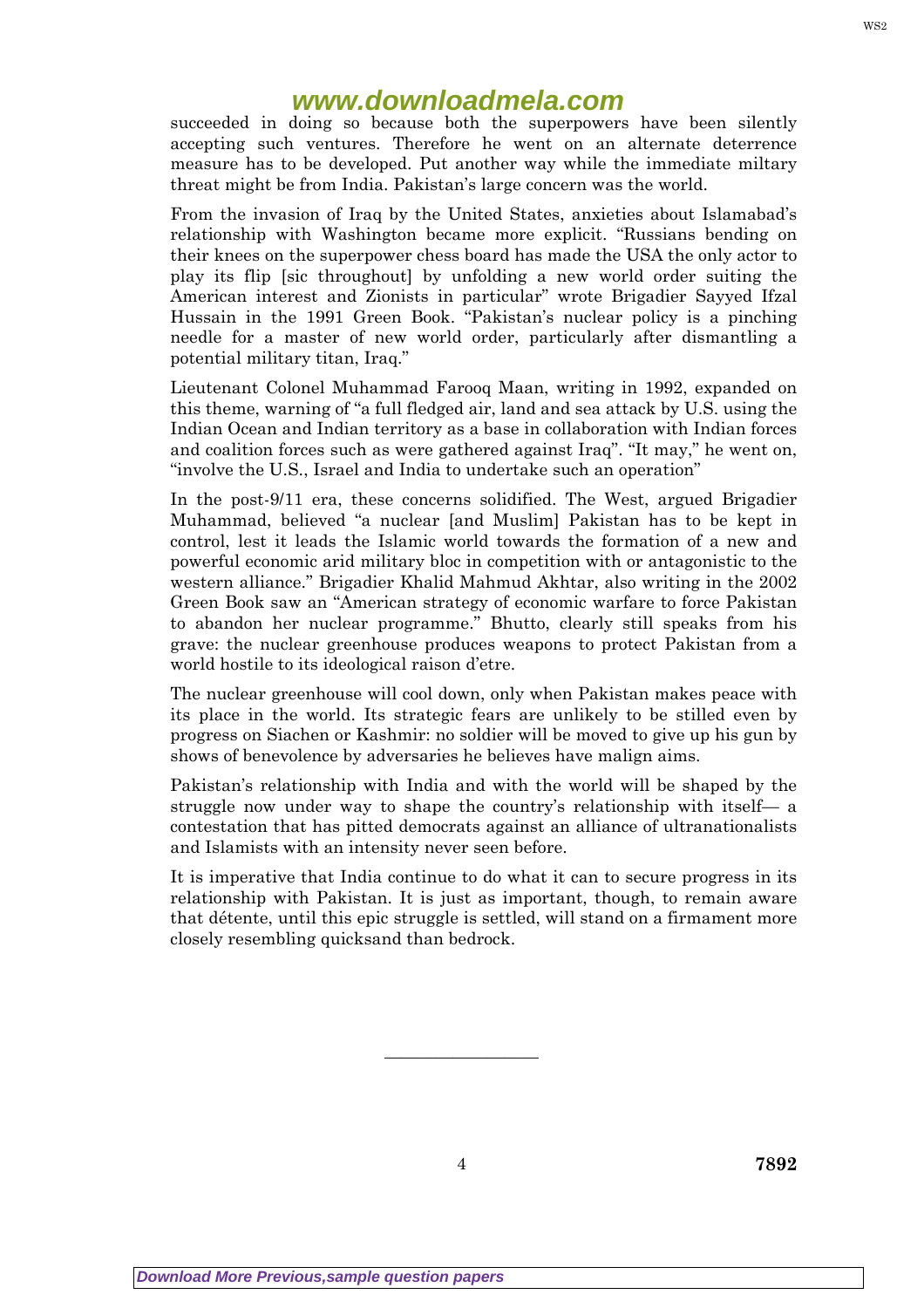succeeded in doing so because both the superpowers have been silently accepting such ventures. Therefore he went on an alternate deterrence measure has to be developed. Put another way while the immediate miltary threat might be from India. Pakistan's large concern was the world.

From the invasion of Iraq by the United States, anxieties about Islamabad's relationship with Washington became more explicit. "Russians bending on their knees on the superpower chess board has made the USA the only actor to play its flip [sic throughout] by unfolding a new world order suiting the American interest and Zionists in particular" wrote Brigadier Sayyed Ifzal Hussain in the 1991 Green Book. "Pakistan's nuclear policy is a pinching needle for a master of new world order, particularly after dismantling a potential military titan, Iraq."

Lieutenant Colonel Muhammad Farooq Maan, writing in 1992, expanded on this theme, warning of "a full fledged air, land and sea attack by U.S. using the Indian Ocean and Indian territory as a base in collaboration with Indian forces and coalition forces such as were gathered against Iraq". "It may," he went on, "involve the U.S., Israel and India to undertake such an operation"

In the post-9/11 era, these concerns solidified. The West, argued Brigadier Muhammad, believed "a nuclear [and Muslim] Pakistan has to be kept in control, lest it leads the Islamic world towards the formation of a new and powerful economic arid military bloc in competition with or antagonistic to the western alliance." Brigadier Khalid Mahmud Akhtar, also writing in the 2002 Green Book saw an "American strategy of economic warfare to force Pakistan to abandon her nuclear programme." Bhutto, clearly still speaks from his grave: the nuclear greenhouse produces weapons to protect Pakistan from a world hostile to its ideological raison d'etre.

The nuclear greenhouse will cool down, only when Pakistan makes peace with its place in the world. Its strategic fears are unlikely to be stilled even by progress on Siachen or Kashmir: no soldier will be moved to give up his gun by shows of benevolence by adversaries he believes have malign aims.

Pakistan's relationship with India and with the world will be shaped by the struggle now under way to shape the country's relationship with itself— a contestation that has pitted democrats against an alliance of ultranationalists and Islamists with an intensity never seen before.

It is imperative that India continue to do what it can to secure progress in its relationship with Pakistan. It is just as important, though, to remain aware that détente, until this epic struggle is settled, will stand on a firmament more closely resembling quicksand than bedrock.